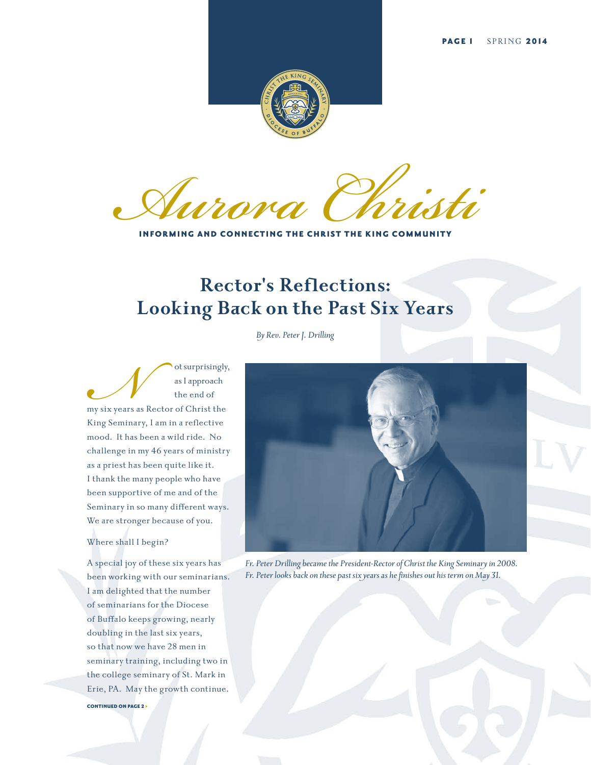# Aurora Christi

**INFORMING AND CONNECTING THE CHRIST THE KING COMMUNITY**

## Rector's Reflections: Looking Back on the Past Six Years

*By Rev. Peter J. Drilling*

Not surprisingly, as I approach the end of my six years as Rector of Christ the King Seminary, I am in a reflective mood. It has been a wild ride. No challenge in my 46 years of ministry as a priest has been quite like it. I thank the many people who have been supportive of me and of the Seminary in so many different ways. We are stronger because of you.

Where shall I begin?

A special joy of these six years has been working with our seminarians. I am delighted that the number of seminarians for the Diocese of Buffalo keeps growing, nearly doubling in the last six years, so that now we have 28 men in seminary training, including two in the college seminary of St. Mark in Erie, PA. May the growth continue.

CONTINUED ON PAGE 2 >

*Fr. Peter Drilling became the President-Rector of Christ the King Seminary in 2008. Fr. Peter looks back on these past six years as he finishes out his term on May 31.*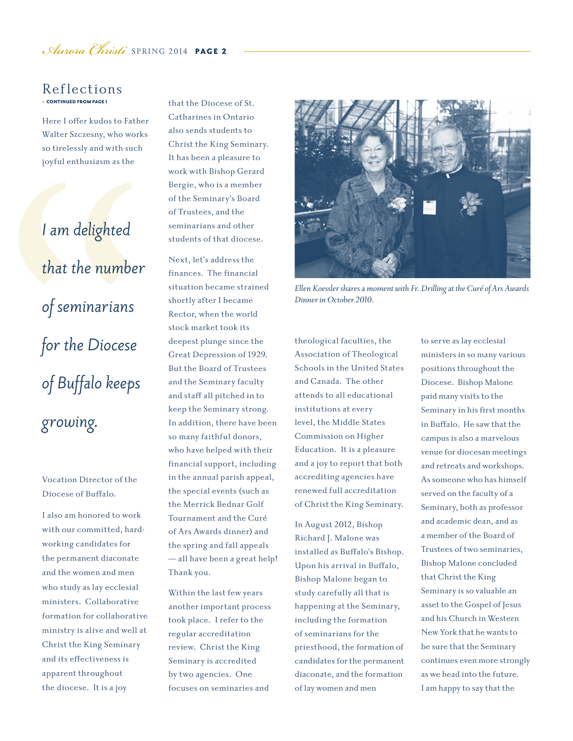## Reflections

< CONTINUED FROM PAGE 1

Here I offer kudos to Father Walter Szczesny, who works so tirelessly and with such joyful enthusiasm as the Vocation Director of the Diocese of Buffalo.

> *I am delighted that the number of seminarians for the Diocese of Buffalo keeps growing.*

I also am honored to work with our committed, hard-working candidates for the permanent diaconate and the women and men who study as lay ecclesial ministers. Collaborative formation for collaborative ministry is alive and well at Christ the King Seminary and its effectiveness is apparent throughout the diocese. It is a joy that the Diocese of St. Catharines in Ontario also sends students to Christ the King Seminary. It has been a pleasure to work with Bishop Gerard Bergie, who is a member of the Seminary's Board of Trustees, and the seminarians and other students of that diocese.

Next, let's address the finances. The financial situation became strained shortly after I became Rector, when the world stock market took its deepest plunge since the Great Depression of 1929. But the Board of Trustees and the Seminary faculty and staff all pitched in to keep the Seminary strong. In addition, there have been so many faithful donors, who have helped with their financial support, including in the annual parish appeal, the special events (such as the Merrick Bednar Golf Tournament and the Curé of Ars Awards dinner) and the spring and fall appeals — all have been a great help! Thank you.

Within the last few years another important process took place. I refer to the regular accreditation review. Christ the King Seminary is accredited by two agencies. One focuses on seminaries and theological faculties, the Association of Theological Schools in the United States and Canada. The other attends to all educational institutions at every level, the Middle States Commission on Higher Education. It is a pleasure and a joy to report that both accrediting agencies have renewed full accreditation of Christ the King Seminary.

*Ellen Koessler shares a moment with Fr. Drilling at the Curé of Ars Awards Dinner in October 2010.*

In August 2012, Bishop Richard J. Malone was installed as Buffalo's Bishop. Upon his arrival in Buffalo, Bishop Malone began to study carefully all that is happening at the Seminary, including the formation of seminarians for the priesthood, the formation of candidates for the permanent diaconate, and the formation of lay women and men to serve as lay ecclesial ministers in so many various positions throughout the Diocese. Bishop Malone paid many visits to the Seminary in his first months in Buffalo. He saw that the campus is also a marvelous venue for diocesan meetings and retreats and workshops. As someone who has himself served on the faculty of a Seminary, both as professor and academic dean, and as a member of the Board of Trustees of two seminaries, Bishop Malone concluded that Christ the King Seminary is so valuable an asset to the Gospel of Jesus and his Church in Western New York that he wants to be sure that the Seminary continues even more strongly as we head into the future. I am happy to say that the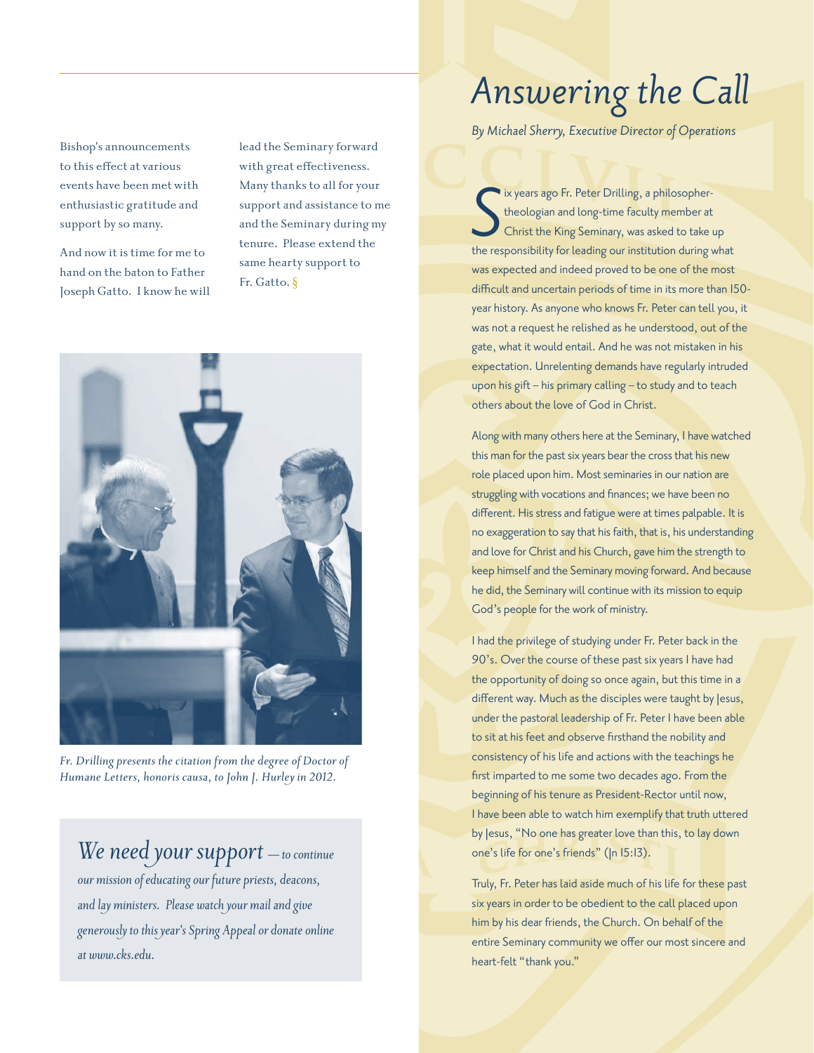Bishop's announcements to this effect at various events have been met with enthusiastic gratitude and support by so many.

And now it is time for me to hand on the baton to Father Joseph Gatto. I know he will lead the Seminary forward with great effectiveness. Many thanks to all for your support and assistance to me and the Seminary during my tenure. Please extend the same hearty support to Fr. Gatto. §

*Fr. Drilling presents the citation from the degree of Doctor of Humane Letters, honoris causa, to John J. Hurley in 2012.*

> ***We need your support** — to continue our mission of educating our future priests, deacons, and lay ministers. Please watch your mail and give generously to this year's Spring Appeal or donate online at www.cks.edu.*

# *Answering the Call*

*By Michael Sherry, Executive Director of Operations*

Six years ago Fr. Peter Drilling, a philosopher-theologian and long-time faculty member at Christ the King Seminary, was asked to take up the responsibility for leading our institution during what was expected and indeed proved to be one of the most difficult and uncertain periods of time in its more than 150-year history. As anyone who knows Fr. Peter can tell you, it was not a request he relished as he understood, out of the gate, what it would entail. And he was not mistaken in his expectation. Unrelenting demands have regularly intruded upon his gift – his primary calling – to study and to teach others about the love of God in Christ.

Along with many others here at the Seminary, I have watched this man for the past six years bear the cross that his new role placed upon him. Most seminaries in our nation are struggling with vocations and finances; we have been no different. His stress and fatigue were at times palpable. It is no exaggeration to say that his faith, that is, his understanding and love for Christ and his Church, gave him the strength to keep himself and the Seminary moving forward. And because he did, the Seminary will continue with its mission to equip God's people for the work of ministry.

I had the privilege of studying under Fr. Peter back in the 90's. Over the course of these past six years I have had the opportunity of doing so once again, but this time in a different way. Much as the disciples were taught by Jesus, under the pastoral leadership of Fr. Peter I have been able to sit at his feet and observe firsthand the nobility and consistency of his life and actions with the teachings he first imparted to me some two decades ago. From the beginning of his tenure as President-Rector until now, I have been able to watch him exemplify that truth uttered by Jesus, "No one has greater love than this, to lay down one's life for one's friends" (Jn 15:13).

Truly, Fr. Peter has laid aside much of his life for these past six years in order to be obedient to the call placed upon him by his dear friends, the Church. On behalf of the entire Seminary community we offer our most sincere and heart-felt "thank you."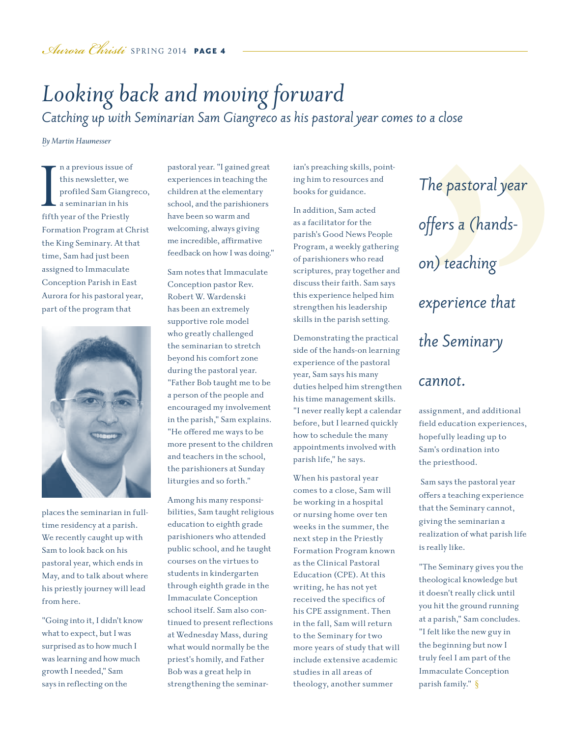# Looking back and moving forward

## *Catching up with Seminarian Sam Giangreco as his pastoral year comes to a close*

*By Martin Haumesser*

In a previous issue of this newsletter, we profiled Sam Giangreco, a seminarian in his fifth year of the Priestly Formation Program at Christ the King Seminary. At that time, Sam had just been assigned to Immaculate Conception Parish in East Aurora for his pastoral year, part of the program that places the seminarian in full-time residency at a parish. We recently caught up with Sam to look back on his pastoral year, which ends in May, and to talk about where his priestly journey will lead from here.

"Going into it, I didn't know what to expect, but I was surprised as to how much I was learning and how much growth I needed," Sam says in reflecting on the pastoral year. "I gained great experiences in teaching the children at the elementary school, and the parishioners have been so warm and welcoming, always giving me incredible, affirmative feedback on how I was doing."

Sam notes that Immaculate Conception pastor Rev. Robert W. Wardenski has been an extremely supportive role model who greatly challenged the seminarian to stretch beyond his comfort zone during the pastoral year. "Father Bob taught me to be a person of the people and encouraged my involvement in the parish," Sam explains. "He offered me ways to be more present to the children and teachers in the school, the parishioners at Sunday liturgies and so forth."

Among his many responsibilities, Sam taught religious education to eighth grade parishioners who attended public school, and he taught courses on the virtues to students in kindergarten through eighth grade in the Immaculate Conception school itself. Sam also continued to present reflections at Wednesday Mass, during what would normally be the priest's homily, and Father Bob was a great help in strengthening the seminarian's preaching skills, pointing him to resources and books for guidance.

In addition, Sam acted as a facilitator for the parish's Good News People Program, a weekly gathering of parishioners who read scriptures, pray together and discuss their faith. Sam says this experience helped him strengthen his leadership skills in the parish setting.

Demonstrating the practical side of the hands-on learning experience of the pastoral year, Sam says his many duties helped him strengthen his time management skills. "I never really kept a calendar before, but I learned quickly how to schedule the many appointments involved with parish life," he says.

When his pastoral year comes to a close, Sam will be working in a hospital or nursing home over ten weeks in the summer, the next step in the Priestly Formation Program known as the Clinical Pastoral Education (CPE). At this writing, he has not yet received the specifics of his CPE assignment. Then in the fall, Sam will return to the Seminary for two more years of study that will include extensive academic studies in all areas of theology, another summer assignment, and additional field education experiences, hopefully leading up to Sam's ordination into the priesthood.

> *The pastoral year offers a (hands-on) teaching experience that the Seminary cannot.*

Sam says the pastoral year offers a teaching experience that the Seminary cannot, giving the seminarian a realization of what parish life is really like.

"The Seminary gives you the theological knowledge but it doesn't really click until you hit the ground running at a parish," Sam concludes. "I felt like the new guy in the beginning but now I truly feel I am part of the Immaculate Conception parish family." §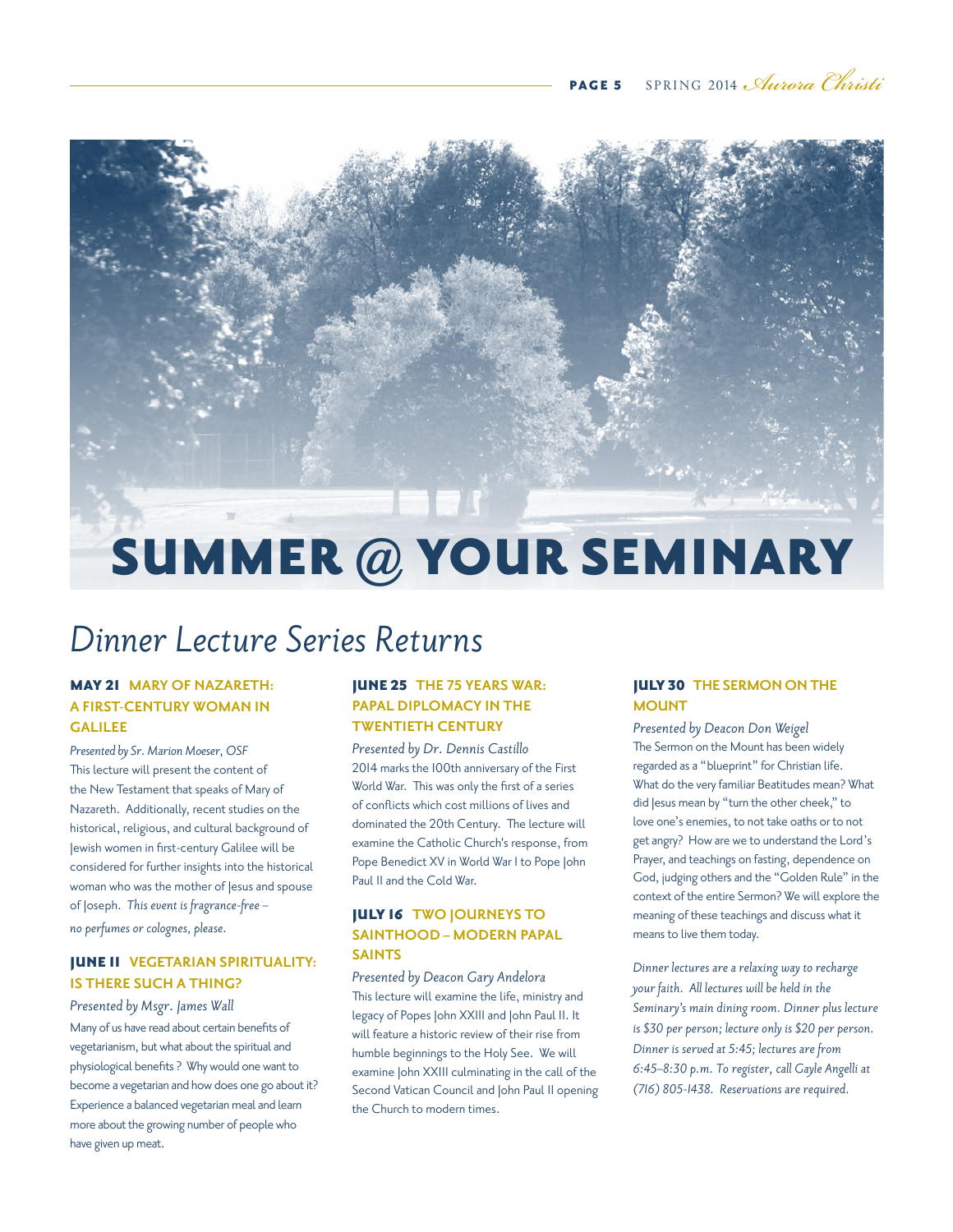# SUMMER @ YOUR SEMINARY

## *Dinner Lecture Series Returns*

### MAY 21 MARY OF NAZARETH: A FIRST-CENTURY WOMAN IN GALILEE

*Presented by Sr. Marion Moeser, OSF*

This lecture will present the content of the New Testament that speaks of Mary of Nazareth. Additionally, recent studies on the historical, religious, and cultural background of Jewish women in first-century Galilee will be considered for further insights into the historical woman who was the mother of Jesus and spouse of Joseph. *This event is fragrance-free – no perfumes or colognes, please.*

### JUNE 11 VEGETARIAN SPIRITUALITY: IS THERE SUCH A THING?

*Presented by Msgr. James Wall*

Many of us have read about certain benefits of vegetarianism, but what about the spiritual and physiological benefits ? Why would one want to become a vegetarian and how does one go about it? Experience a balanced vegetarian meal and learn more about the growing number of people who have given up meat.

### JUNE 25 THE 75 YEARS WAR: PAPAL DIPLOMACY IN THE TWENTIETH CENTURY

*Presented by Dr. Dennis Castillo*

2014 marks the 100th anniversary of the First World War. This was only the first of a series of conflicts which cost millions of lives and dominated the 20th Century. The lecture will examine the Catholic Church's response, from Pope Benedict XV in World War I to Pope John Paul II and the Cold War.

### JULY 16 TWO JOURNEYS TO SAINTHOOD – MODERN PAPAL SAINTS

*Presented by Deacon Gary Andelora*

This lecture will examine the life, ministry and legacy of Popes John XXIII and John Paul II. It will feature a historic review of their rise from humble beginnings to the Holy See. We will examine John XXIII culminating in the call of the Second Vatican Council and John Paul II opening the Church to modern times.

### JULY 30 THE SERMON ON THE MOUNT

*Presented by Deacon Don Weigel*

The Sermon on the Mount has been widely regarded as a "blueprint" for Christian life. What do the very familiar Beatitudes mean? What did Jesus mean by "turn the other cheek," to love one's enemies, to not take oaths or to not get angry? How are we to understand the Lord's Prayer, and teachings on fasting, dependence on God, judging others and the "Golden Rule" in the context of the entire Sermon? We will explore the meaning of these teachings and discuss what it means to live them today.

*Dinner lectures are a relaxing way to recharge your faith. All lectures will be held in the Seminary's main dining room. Dinner plus lecture is $30 per person; lecture only is $20 per person. Dinner is served at 5:45; lectures are from 6:45–8:30 p.m. To register, call Gayle Angelli at (716) 805-1438. Reservations are required.*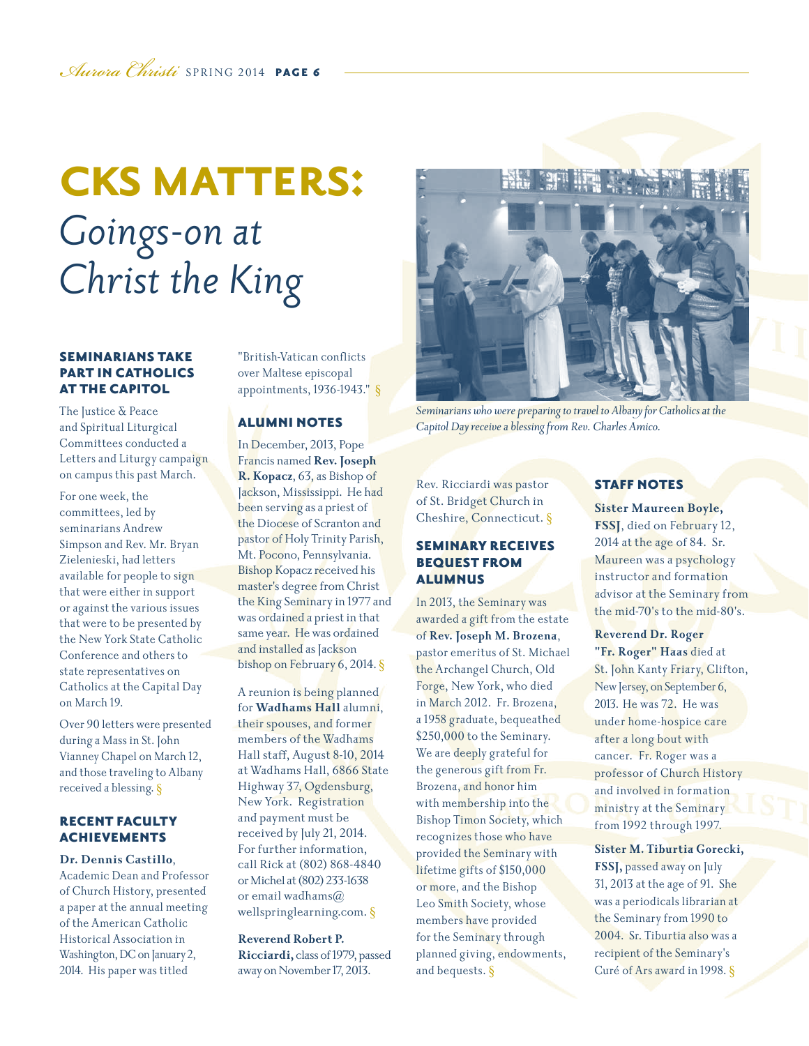# CKS MATTERS: *Goings-on at Christ the King*

### SEMINARIANS TAKE PART IN CATHOLICS AT THE CAPITOL

The Justice & Peace and Spiritual Liturgical Committees conducted a Letters and Liturgy campaign on campus this past March.

For one week, the committees, led by seminarians Andrew Simpson and Rev. Mr. Bryan Zielenieski, had letters available for people to sign that were either in support or against the various issues that were to be presented by the New York State Catholic Conference and others to state representatives on Catholics at the Capital Day on March 19.

Over 90 letters were presented during a Mass in St. John Vianney Chapel on March 12, and those traveling to Albany received a blessing. §

### RECENT FACULTY ACHIEVEMENTS

**Dr. Dennis Castillo**, Academic Dean and Professor of Church History, presented a paper at the annual meeting of the American Catholic Historical Association in Washington, DC on January 2, 2014. His paper was titled "British-Vatican conflicts over Maltese episcopal appointments, 1936-1943." §

### ALUMNI NOTES

In December, 2013, Pope Francis named **Rev. Joseph R. Kopacz**, 63, as Bishop of Jackson, Mississippi. He had been serving as a priest of the Diocese of Scranton and pastor of Holy Trinity Parish, Mt. Pocono, Pennsylvania. Bishop Kopacz received his master's degree from Christ the King Seminary in 1977 and was ordained a priest in that same year. He was ordained and installed as Jackson bishop on February 6, 2014. §

A reunion is being planned for **Wadhams Hall** alumni, their spouses, and former members of the Wadhams Hall staff, August 8-10, 2014 at Wadhams Hall, 6866 State Highway 37, Ogdensburg, New York. Registration and payment must be received by July 21, 2014. For further information, call Rick at (802) 868-4840 or Michel at (802) 233-1638 or email wadhams@wellspringlearning.com. §

**Reverend Robert P. Ricciardi,** class of 1979, passed away on November 17, 2013. Rev. Ricciardi was pastor of St. Bridget Church in Cheshire, Connecticut. §

*Seminarians who were preparing to travel to Albany for Catholics at the Capitol Day receive a blessing from Rev. Charles Amico.*

### SEMINARY RECEIVES BEQUEST FROM ALUMNUS

In 2013, the Seminary was awarded a gift from the estate of **Rev. Joseph M. Brozena**, pastor emeritus of St. Michael the Archangel Church, Old Forge, New York, who died in March 2012. Fr. Brozena, a 1958 graduate, bequeathed $250,000 to the Seminary. We are deeply grateful for the generous gift from Fr. Brozena, and honor him with membership into the Bishop Timon Society, which recognizes those who have provided the Seminary with lifetime gifts of $150,000 or more, and the Bishop Leo Smith Society, whose members have provided for the Seminary through planned giving, endowments, and bequests. §

### STAFF NOTES

**Sister Maureen Boyle, FSSJ**, died on February 12, 2014 at the age of 84. Sr. Maureen was a psychology instructor and formation advisor at the Seminary from the mid-70's to the mid-80's.

**Reverend Dr. Roger "Fr. Roger" Haas** died at St. John Kanty Friary, Clifton, New Jersey, on September 6, 2013. He was 72. He was under home-hospice care after a long bout with cancer. Fr. Roger was a professor of Church History and involved in formation ministry at the Seminary from 1992 through 1997.

**Sister M. Tiburtia Gorecki, FSSJ,** passed away on July 31, 2013 at the age of 91. She was a periodicals librarian at the Seminary from 1990 to 2004. Sr. Tiburtia also was a recipient of the Seminary's Curé of Ars award in 1998. §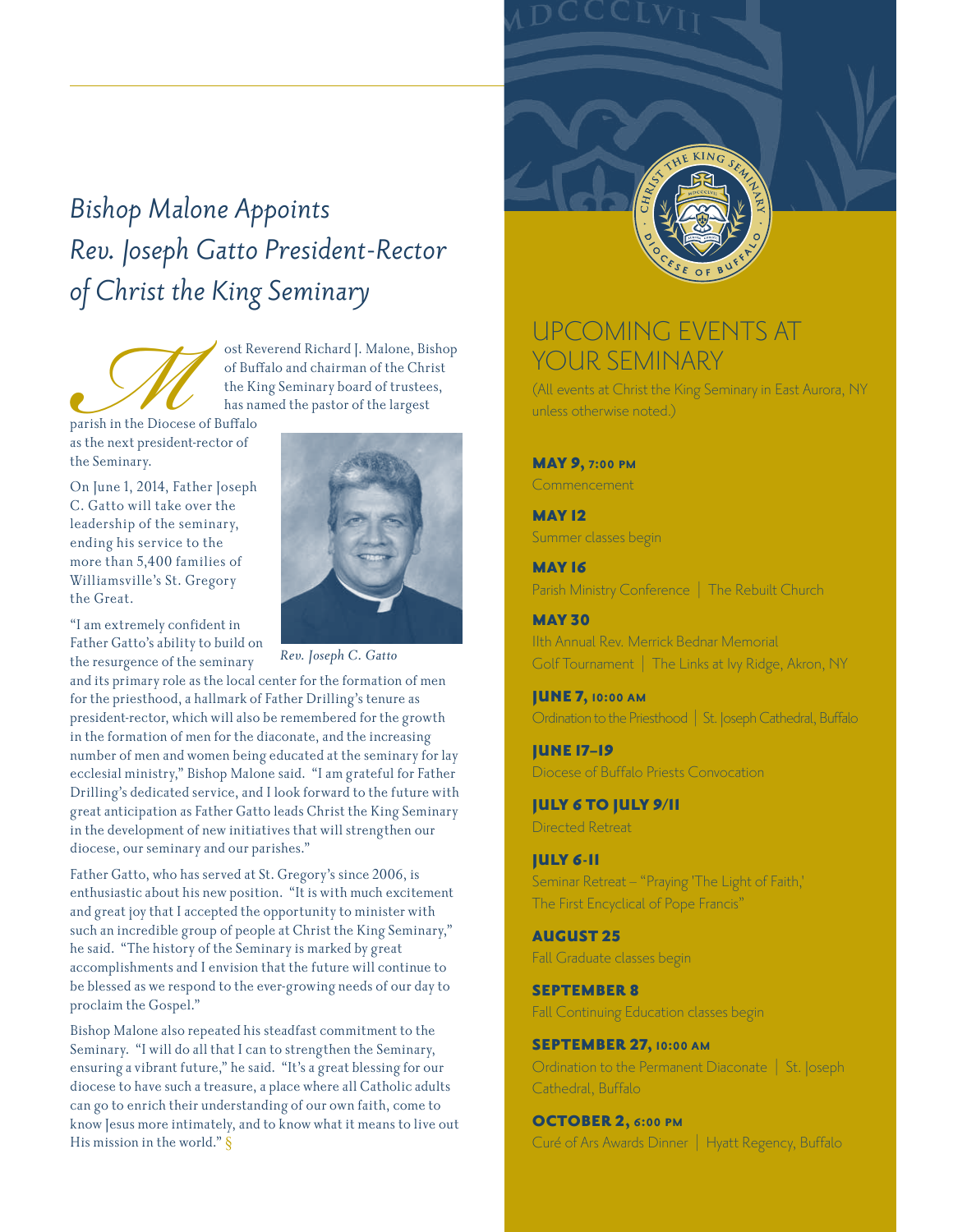# *Bishop Malone Appoints Rev. Joseph Gatto President-Rector of Christ the King Seminary*

Most Reverend Richard J. Malone, Bishop of Buffalo and chairman of the Christ the King Seminary board of trustees, has named the pastor of the largest parish in the Diocese of Buffalo as the next president-rector of the Seminary.

On June 1, 2014, Father Joseph C. Gatto will take over the leadership of the seminary, ending his service to the more than 5,400 families of Williamsville's St. Gregory the Great.

*Rev. Joseph C. Gatto*

"I am extremely confident in Father Gatto's ability to build on the resurgence of the seminary and its primary role as the local center for the formation of men for the priesthood, a hallmark of Father Drilling's tenure as president-rector, which will also be remembered for the growth in the formation of men for the diaconate, and the increasing number of men and women being educated at the seminary for lay ecclesial ministry," Bishop Malone said. "I am grateful for Father Drilling's dedicated service, and I look forward to the future with great anticipation as Father Gatto leads Christ the King Seminary in the development of new initiatives that will strengthen our diocese, our seminary and our parishes."

Father Gatto, who has served at St. Gregory's since 2006, is enthusiastic about his new position. "It is with much excitement and great joy that I accepted the opportunity to minister with such an incredible group of people at Christ the King Seminary," he said. "The history of the Seminary is marked by great accomplishments and I envision that the future will continue to be blessed as we respond to the ever-growing needs of our day to proclaim the Gospel."

Bishop Malone also repeated his steadfast commitment to the Seminary. "I will do all that I can to strengthen the Seminary, ensuring a vibrant future," he said. "It's a great blessing for our diocese to have such a treasure, a place where all Catholic adults can go to enrich their understanding of our own faith, come to know Jesus more intimately, and to know what it means to live out His mission in the world." §

## UPCOMING EVENTS AT YOUR SEMINARY

(All events at Christ the King Seminary in East Aurora, NY unless otherwise noted.)

**MAY 9, 7:00 PM**
Commencement

**MAY 12**
Summer classes begin

**MAY 16**
Parish Ministry Conference | The Rebuilt Church

**MAY 30**
11th Annual Rev. Merrick Bednar Memorial Golf Tournament | The Links at Ivy Ridge, Akron, NY

**JUNE 7, 10:00 AM**
Ordination to the Priesthood | St. Joseph Cathedral, Buffalo

**JUNE 17–19**
Diocese of Buffalo Priests Convocation

**JULY 6 TO JULY 9/11**
Directed Retreat

**JULY 6-11**
Seminar Retreat – "Praying 'The Light of Faith,' The First Encyclical of Pope Francis"

**AUGUST 25**
Fall Graduate classes begin

**SEPTEMBER 8**
Fall Continuing Education classes begin

**SEPTEMBER 27, 10:00 AM**
Ordination to the Permanent Diaconate | St. Joseph Cathedral, Buffalo

**OCTOBER 2, 6:00 PM**
Curé of Ars Awards Dinner | Hyatt Regency, Buffalo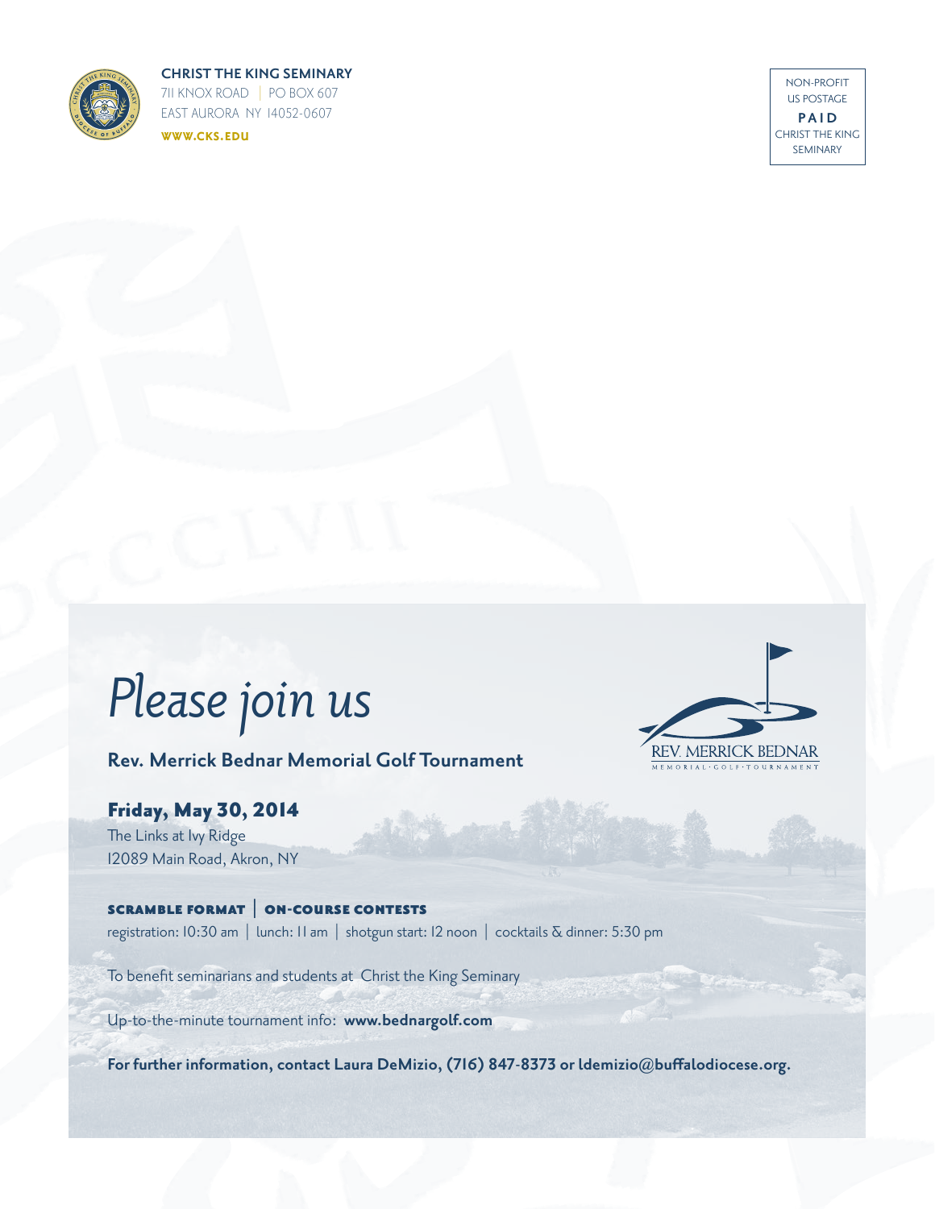**CHRIST THE KING SEMINARY**
711 KNOX ROAD | PO BOX 607
EAST AURORA NY 14052-0607
**WWW.CKS.EDU**

NON-PROFIT
US POSTAGE
**PAID**
CHRIST THE KING
SEMINARY

# *Please join us*

**Rev. Merrick Bednar Memorial Golf Tournament**

REV. MERRICK BEDNAR
MEMORIAL · GOLF · TOURNAMENT

## Friday, May 30, 2014

The Links at Ivy Ridge
12089 Main Road, Akron, NY

**SCRAMBLE FORMAT | ON-COURSE CONTESTS**

registration: 10:30 am | lunch: 11 am | shotgun start: 12 noon | cocktails & dinner: 5:30 pm

To benefit seminarians and students at Christ the King Seminary

Up-to-the-minute tournament info: **www.bednargolf.com**

**For further information, contact Laura DeMizio, (716) 847-8373 or ldemizio@buffalodiocese.org.**